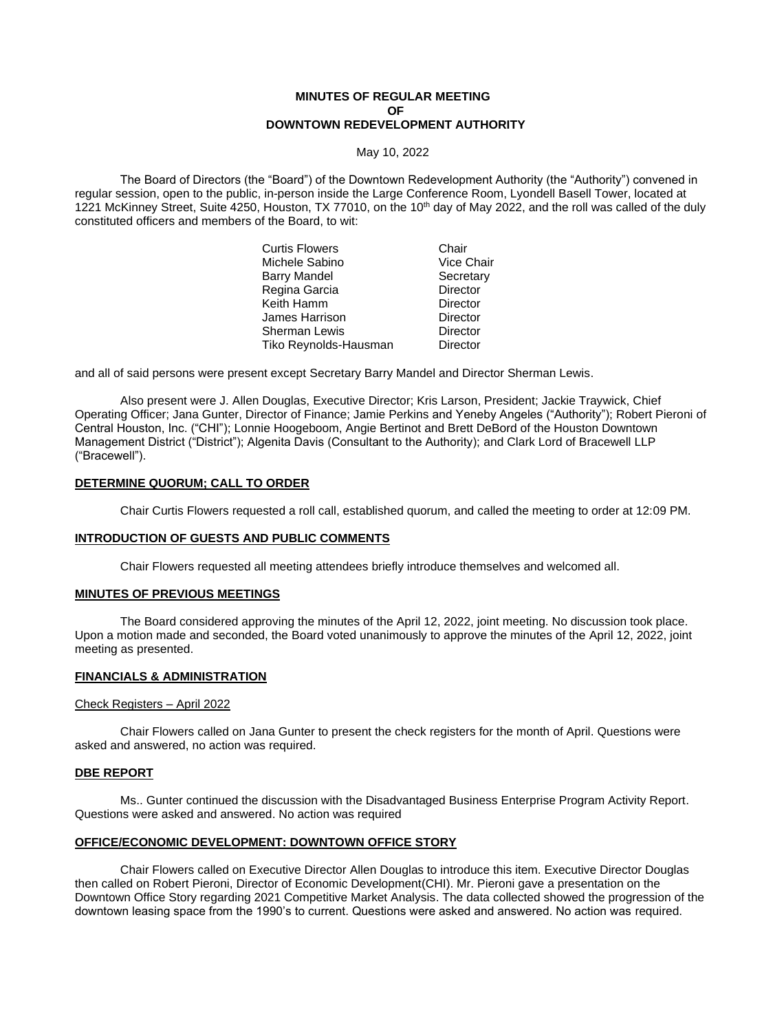**MINUTES OF REGULAR MEETING**
**OF**
**DOWNTOWN REDEVELOPMENT AUTHORITY**

May 10, 2022

The Board of Directors (the "Board") of the Downtown Redevelopment Authority (the "Authority") convened in regular session, open to the public, in-person inside the Large Conference Room, Lyondell Basell Tower, located at 1221 McKinney Street, Suite 4250, Houston, TX 77010, on the 10th day of May 2022, and the roll was called of the duly constituted officers and members of the Board, to wit:

| | |
|---|---|
| Curtis Flowers | Chair |
| Michele Sabino | Vice Chair |
| Barry Mandel | Secretary |
| Regina Garcia | Director |
| Keith Hamm | Director |
| James Harrison | Director |
| Sherman Lewis | Director |
| Tiko Reynolds-Hausman | Director |

and all of said persons were present except Secretary Barry Mandel and Director Sherman Lewis.

Also present were J. Allen Douglas, Executive Director; Kris Larson, President; Jackie Traywick, Chief Operating Officer; Jana Gunter, Director of Finance; Jamie Perkins and Yeneby Angeles ("Authority"); Robert Pieroni of Central Houston, Inc. ("CHI"); Lonnie Hoogeboom, Angie Bertinot and Brett DeBord of the Houston Downtown Management District ("District"); Algenita Davis (Consultant to the Authority); and Clark Lord of Bracewell LLP ("Bracewell").

**DETERMINE QUORUM; CALL TO ORDER**

Chair Curtis Flowers requested a roll call, established quorum, and called the meeting to order at 12:09 PM.

**INTRODUCTION OF GUESTS AND PUBLIC COMMENTS**

Chair Flowers requested all meeting attendees briefly introduce themselves and welcomed all.

**MINUTES OF PREVIOUS MEETINGS**

The Board considered approving the minutes of the April 12, 2022, joint meeting. No discussion took place. Upon a motion made and seconded, the Board voted unanimously to approve the minutes of the April 12, 2022, joint meeting as presented.

**FINANCIALS & ADMINISTRATION**

Check Registers – April 2022

Chair Flowers called on Jana Gunter to present the check registers for the month of April. Questions were asked and answered, no action was required.

**DBE REPORT**

Ms.. Gunter continued the discussion with the Disadvantaged Business Enterprise Program Activity Report. Questions were asked and answered. No action was required

**OFFICE/ECONOMIC DEVELOPMENT: DOWNTOWN OFFICE STORY**

Chair Flowers called on Executive Director Allen Douglas to introduce this item. Executive Director Douglas then called on Robert Pieroni, Director of Economic Development(CHI). Mr. Pieroni gave a presentation on the Downtown Office Story regarding 2021 Competitive Market Analysis. The data collected showed the progression of the downtown leasing space from the 1990's to current. Questions were asked and answered. No action was required.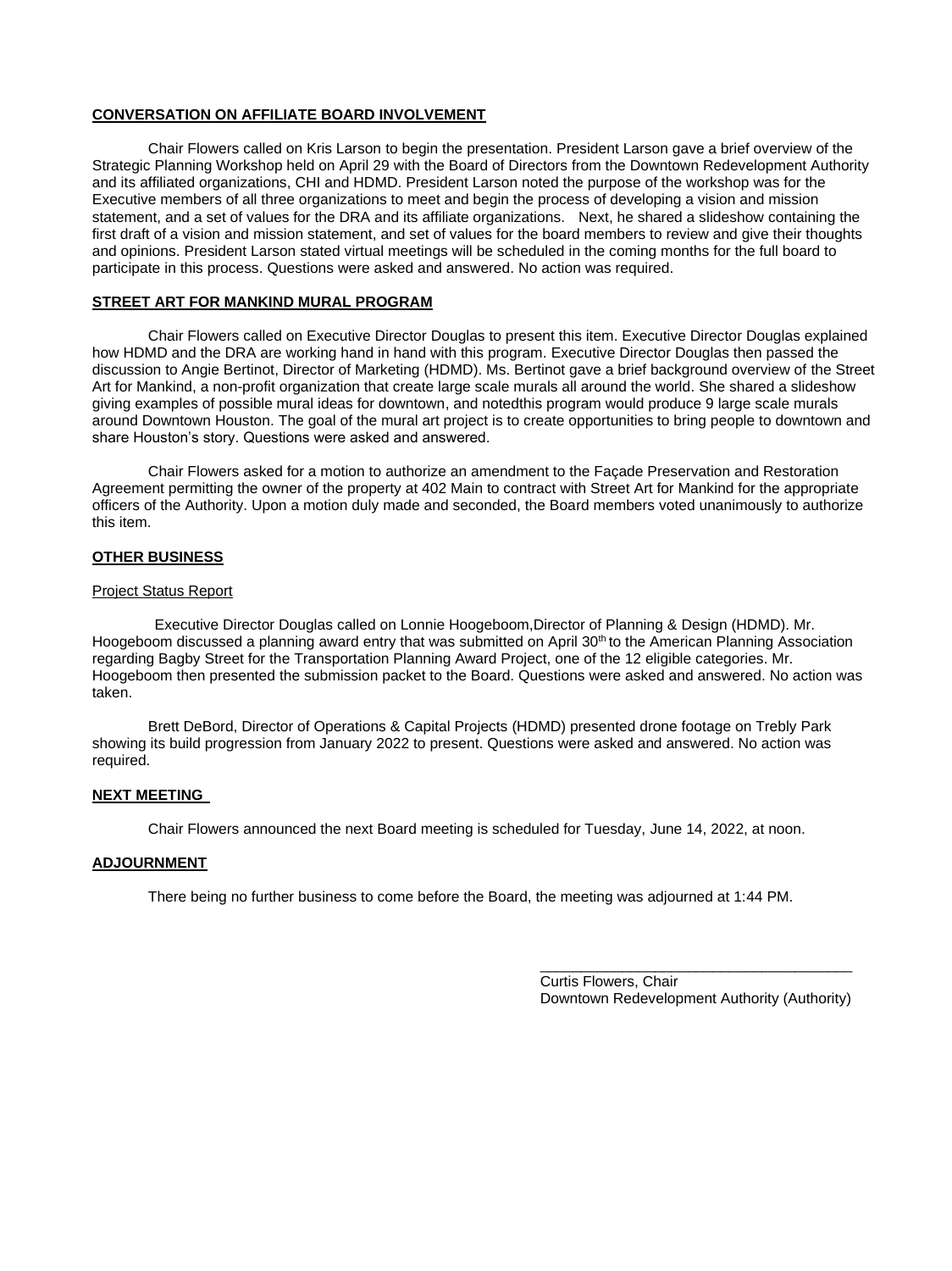## CONVERSATION ON AFFILIATE BOARD INVOLVEMENT

Chair Flowers called on Kris Larson to begin the presentation. President Larson gave a brief overview of the Strategic Planning Workshop held on April 29 with the Board of Directors from the Downtown Redevelopment Authority and its affiliated organizations, CHI and HDMD. President Larson noted the purpose of the workshop was for the Executive members of all three organizations to meet and begin the process of developing a vision and mission statement, and a set of values for the DRA and its affiliate organizations. Next, he shared a slideshow containing the first draft of a vision and mission statement, and set of values for the board members to review and give their thoughts and opinions. President Larson stated virtual meetings will be scheduled in the coming months for the full board to participate in this process. Questions were asked and answered. No action was required.

## STREET ART FOR MANKIND MURAL PROGRAM

Chair Flowers called on Executive Director Douglas to present this item. Executive Director Douglas explained how HDMD and the DRA are working hand in hand with this program. Executive Director Douglas then passed the discussion to Angie Bertinot, Director of Marketing (HDMD). Ms. Bertinot gave a brief background overview of the Street Art for Mankind, a non-profit organization that create large scale murals all around the world. She shared a slideshow giving examples of possible mural ideas for downtown, and notedthis program would produce 9 large scale murals around Downtown Houston. The goal of the mural art project is to create opportunities to bring people to downtown and share Houston's story. Questions were asked and answered.

Chair Flowers asked for a motion to authorize an amendment to the Façade Preservation and Restoration Agreement permitting the owner of the property at 402 Main to contract with Street Art for Mankind for the appropriate officers of the Authority. Upon a motion duly made and seconded, the Board members voted unanimously to authorize this item.

## OTHER BUSINESS

### Project Status Report

Executive Director Douglas called on Lonnie Hoogeboom,Director of Planning & Design (HDMD). Mr. Hoogeboom discussed a planning award entry that was submitted on April 30th to the American Planning Association regarding Bagby Street for the Transportation Planning Award Project, one of the 12 eligible categories. Mr. Hoogeboom then presented the submission packet to the Board. Questions were asked and answered. No action was taken.

Brett DeBord, Director of Operations & Capital Projects (HDMD) presented drone footage on Trebly Park showing its build progression from January 2022 to present. Questions were asked and answered. No action was required.

## NEXT MEETING

Chair Flowers announced the next Board meeting is scheduled for Tuesday, June 14, 2022, at noon.

## ADJOURNMENT

There being no further business to come before the Board, the meeting was adjourned at 1:44 PM.

\_\_\_\_\_\_\_\_\_\_\_\_\_\_\_\_\_\_\_\_\_\_\_\_\_\_\_\_\_\_\_\_\_\_\_\_\_\_\_\_

Curtis Flowers, Chair
Downtown Redevelopment Authority (Authority)